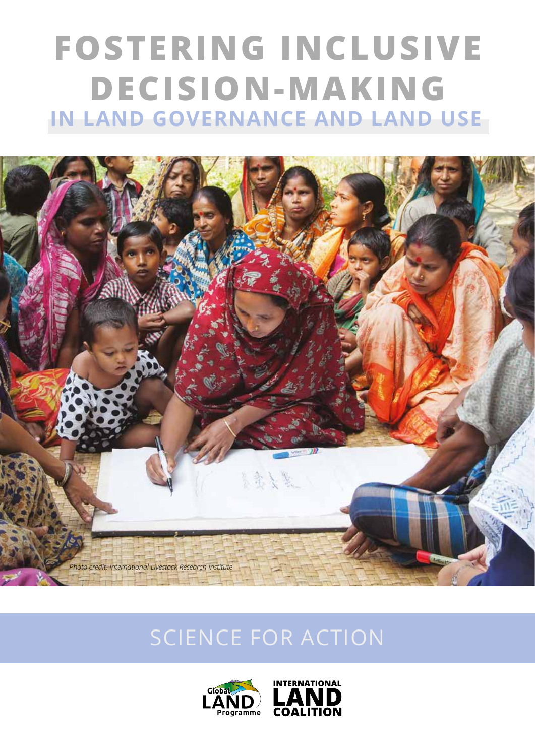# FOSTERING INCLUSIVE DECISION-MAKING

## IN LAND GOVERNANCE AND LAND USE

*Photo credit: International Livestock Research Institute*

SCIENCE FOR ACTION

Global LAND Programme

INTERNATIONAL LAND COALITION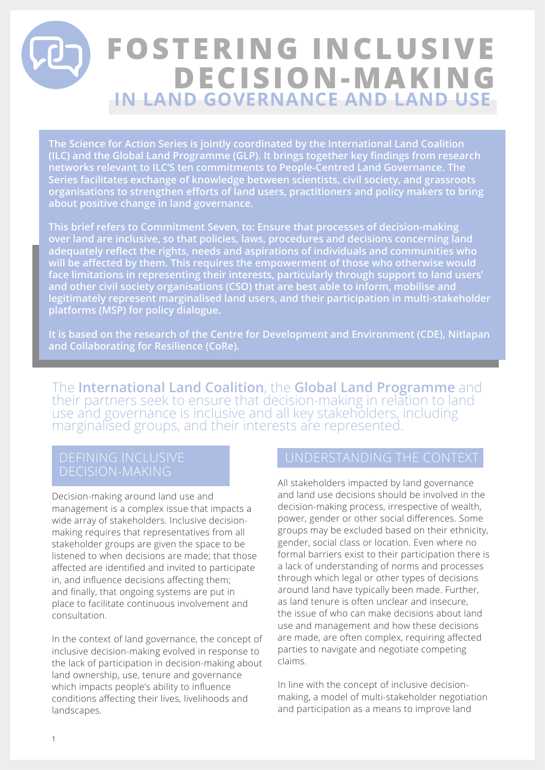# FOSTERING INCLUSIVE DECISION-MAKING

## IN LAND GOVERNANCE AND LAND USE

**The Science for Action Series is jointly coordinated by the International Land Coalition (ILC) and the Global Land Programme (GLP). It brings together key findings from research networks relevant to ILC'S ten commitments to People-Centred Land Governance. The Series facilitates exchange of knowledge between scientists, civil society, and grassroots organisations to strengthen efforts of land users, practitioners and policy makers to bring about positive change in land governance.**

**This brief refers to Commitment Seven, to: Ensure that processes of decision-making over land are inclusive, so that policies, laws, procedures and decisions concerning land adequately reflect the rights, needs and aspirations of individuals and communities who will be affected by them. This requires the empowerment of those who otherwise would face limitations in representing their interests, particularly through support to land users' and other civil society organisations (CSO) that are best able to inform, mobilise and legitimately represent marginalised land users, and their participation in multi-stakeholder platforms (MSP) for policy dialogue.**

**It is based on the research of the Centre for Development and Environment (CDE), Nitlapan and Collaborating for Resilience (CoRe).**

The **International Land Coalition**, the **Global Land Programme** and their partners seek to ensure that decision-making in relation to land use and governance is inclusive and all key stakeholders, including marginalised groups, and their interests are represented.

## DEFINING INCLUSIVE DECISION-MAKING

Decision-making around land use and management is a complex issue that impacts a wide array of stakeholders. Inclusive decision-making requires that representatives from all stakeholder groups are given the space to be listened to when decisions are made; that those affected are identified and invited to participate in, and influence decisions affecting them; and finally, that ongoing systems are put in place to facilitate continuous involvement and consultation.

In the context of land governance, the concept of inclusive decision-making evolved in response to the lack of participation in decision-making about land ownership, use, tenure and governance which impacts people's ability to influence conditions affecting their lives, livelihoods and landscapes.

## UNDERSTANDING THE CONTEXT

All stakeholders impacted by land governance and land use decisions should be involved in the decision-making process, irrespective of wealth, power, gender or other social differences. Some groups may be excluded based on their ethnicity, gender, social class or location. Even where no formal barriers exist to their participation there is a lack of understanding of norms and processes through which legal or other types of decisions around land have typically been made. Further, as land tenure is often unclear and insecure, the issue of who can make decisions about land use and management and how these decisions are made, are often complex, requiring affected parties to navigate and negotiate competing claims.

In line with the concept of inclusive decision-making, a model of multi-stakeholder negotiation and participation as a means to improve land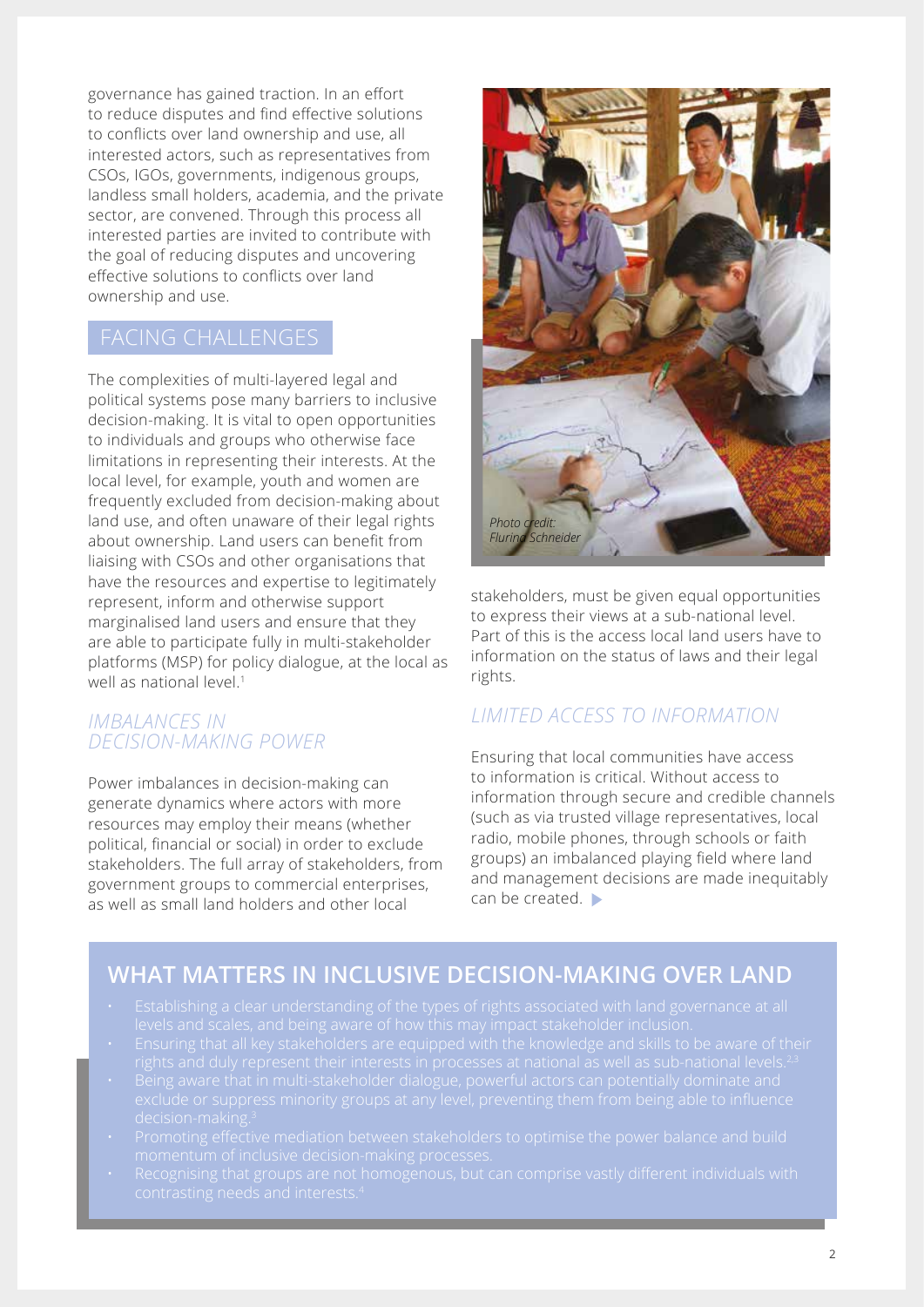governance has gained traction. In an effort to reduce disputes and find effective solutions to conflicts over land ownership and use, all interested actors, such as representatives from CSOs, IGOs, governments, indigenous groups, landless small holders, academia, and the private sector, are convened. Through this process all interested parties are invited to contribute with the goal of reducing disputes and uncovering effective solutions to conflicts over land ownership and use.

## FACING CHALLENGES

The complexities of multi-layered legal and political systems pose many barriers to inclusive decision-making. It is vital to open opportunities to individuals and groups who otherwise face limitations in representing their interests. At the local level, for example, youth and women are frequently excluded from decision-making about land use, and often unaware of their legal rights about ownership. Land users can benefit from liaising with CSOs and other organisations that have the resources and expertise to legitimately represent, inform and otherwise support marginalised land users and ensure that they are able to participate fully in multi-stakeholder platforms (MSP) for policy dialogue, at the local as well as national level.[1]

### *IMBALANCES IN DECISION-MAKING POWER*

Power imbalances in decision-making can generate dynamics where actors with more resources may employ their means (whether political, financial or social) in order to exclude stakeholders. The full array of stakeholders, from government groups to commercial enterprises, as well as small land holders and other local stakeholders, must be given equal opportunities to express their views at a sub-national level. Part of this is the access local land users have to information on the status of laws and their legal rights.

*Photo credit: Flurina Schneider*

### *LIMITED ACCESS TO INFORMATION*

Ensuring that local communities have access to information is critical. Without access to information through secure and credible channels (such as via trusted village representatives, local radio, mobile phones, through schools or faith groups) an imbalanced playing field where land and management decisions are made inequitably can be created.

## WHAT MATTERS IN INCLUSIVE DECISION-MAKING OVER LAND

- Establishing a clear understanding of the types of rights associated with land governance at all levels and scales, and being aware of how this may impact stakeholder inclusion.
- Ensuring that all key stakeholders are equipped with the knowledge and skills to be aware of their rights and duly represent their interests in processes at national as well as sub-national levels.[2,3]
- Being aware that in multi-stakeholder dialogue, powerful actors can potentially dominate and exclude or suppress minority groups at any level, preventing them from being able to influence decision-making.[3]
- Promoting effective mediation between stakeholders to optimise the power balance and build momentum of inclusive decision-making processes.
- Recognising that groups are not homogenous, but can comprise vastly different individuals with contrasting needs and interests.[4]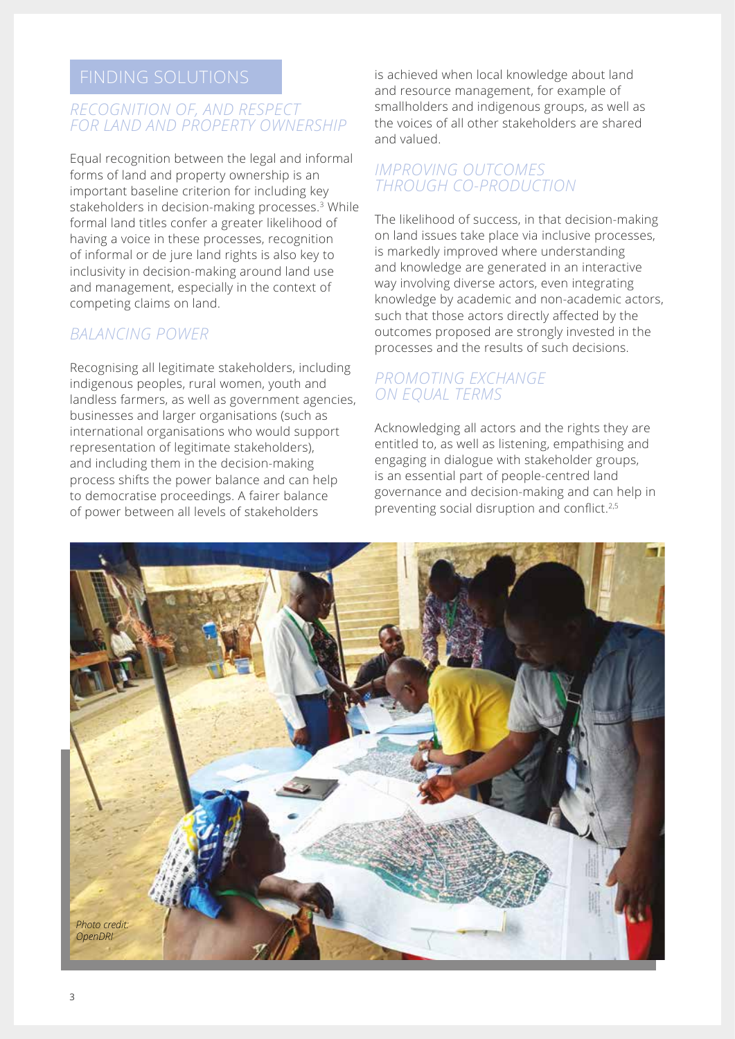## FINDING SOLUTIONS

### *RECOGNITION OF, AND RESPECT FOR LAND AND PROPERTY OWNERSHIP*

Equal recognition between the legal and informal forms of land and property ownership is an important baseline criterion for including key stakeholders in decision-making processes.[3] While formal land titles confer a greater likelihood of having a voice in these processes, recognition of informal or de jure land rights is also key to inclusivity in decision-making around land use and management, especially in the context of competing claims on land.

### *BALANCING POWER*

Recognising all legitimate stakeholders, including indigenous peoples, rural women, youth and landless farmers, as well as government agencies, businesses and larger organisations (such as international organisations who would support representation of legitimate stakeholders), and including them in the decision-making process shifts the power balance and can help to democratise proceedings. A fairer balance of power between all levels of stakeholders is achieved when local knowledge about land and resource management, for example of smallholders and indigenous groups, as well as the voices of all other stakeholders are shared and valued.

### *IMPROVING OUTCOMES THROUGH CO-PRODUCTION*

The likelihood of success, in that decision-making on land issues take place via inclusive processes, is markedly improved where understanding and knowledge are generated in an interactive way involving diverse actors, even integrating knowledge by academic and non-academic actors, such that those actors directly affected by the outcomes proposed are strongly invested in the processes and the results of such decisions.

### *PROMOTING EXCHANGE ON EQUAL TERMS*

Acknowledging all actors and the rights they are entitled to, as well as listening, empathising and engaging in dialogue with stakeholder groups, is an essential part of people-centred land governance and decision-making and can help in preventing social disruption and conflict.[2,5]

*Photo credit: OpenDRI*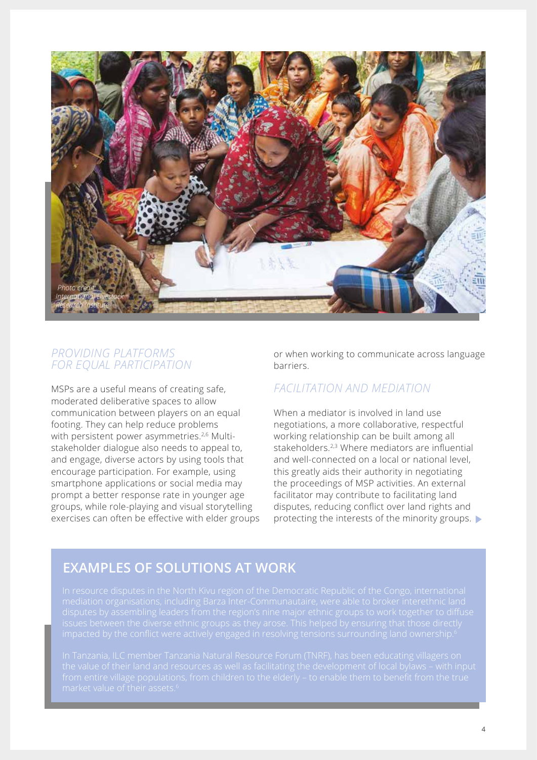Photo credit: International Livestock Research Institute

## PROVIDING PLATFORMS FOR EQUAL PARTICIPATION

MSPs are a useful means of creating safe, moderated deliberative spaces to allow communication between players on an equal footing. They can help reduce problems with persistent power asymmetries.[2,6] Multi-stakeholder dialogue also needs to appeal to, and engage, diverse actors by using tools that encourage participation. For example, using smartphone applications or social media may prompt a better response rate in younger age groups, while role-playing and visual storytelling exercises can often be effective with elder groups or when working to communicate across language barriers.

## FACILITATION AND MEDIATION

When a mediator is involved in land use negotiations, a more collaborative, respectful working relationship can be built among all stakeholders.[2,3] Where mediators are influential and well-connected on a local or national level, this greatly aids their authority in negotiating the proceedings of MSP activities. An external facilitator may contribute to facilitating land disputes, reducing conflict over land rights and protecting the interests of the minority groups.

## EXAMPLES OF SOLUTIONS AT WORK

In resource disputes in the North Kivu region of the Democratic Republic of the Congo, international mediation organisations, including Barza Inter-Communautaire, were able to broker interethnic land disputes by assembling leaders from the region's nine major ethnic groups to work together to diffuse issues between the diverse ethnic groups as they arose. This helped by ensuring that those directly impacted by the conflict were actively engaged in resolving tensions surrounding land ownership.[6]

In Tanzania, ILC member Tanzania Natural Resource Forum (TNRF), has been educating villagers on the value of their land and resources as well as facilitating the development of local bylaws – with input from entire village populations, from children to the elderly – to enable them to benefit from the true market value of their assets.[6]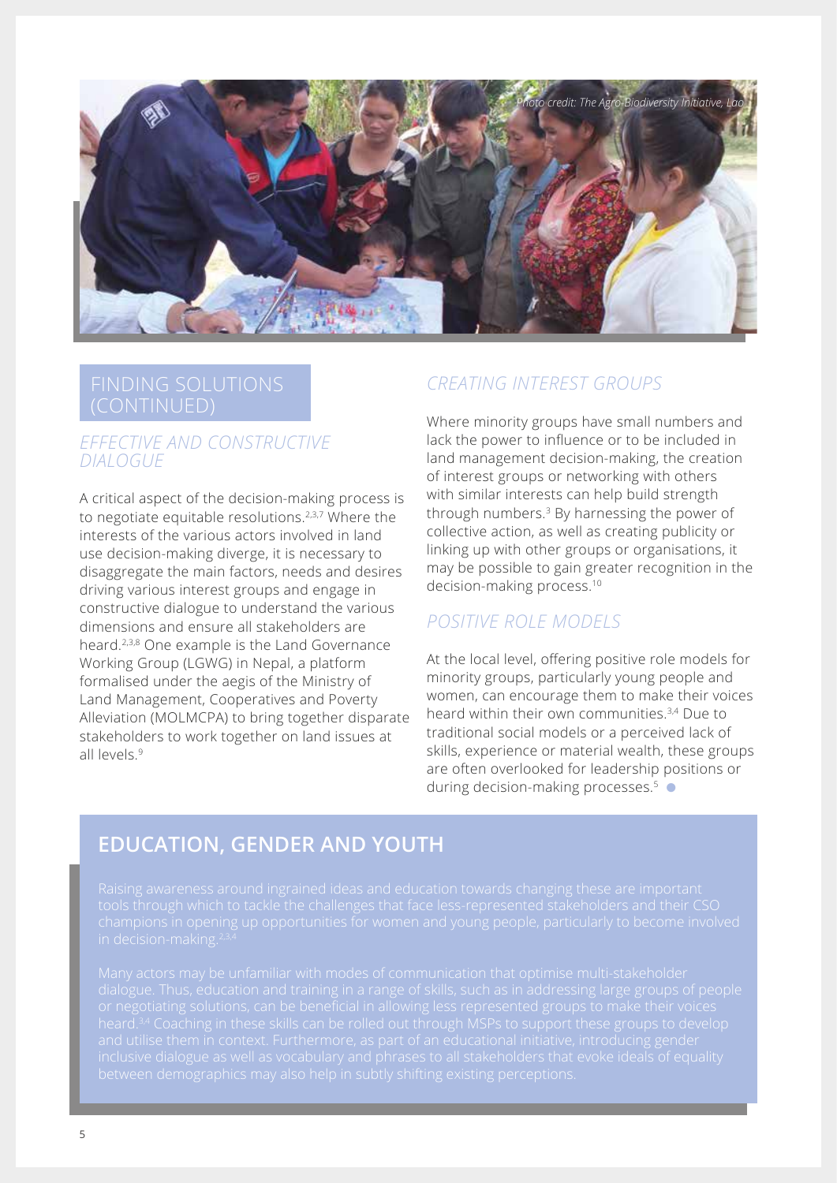Photo credit: The Agro-Biodiversity Initiative, Lao

## FINDING SOLUTIONS (CONTINUED)

### *EFFECTIVE AND CONSTRUCTIVE DIALOGUE*

A critical aspect of the decision-making process is to negotiate equitable resolutions.[2,3,7] Where the interests of the various actors involved in land use decision-making diverge, it is necessary to disaggregate the main factors, needs and desires driving various interest groups and engage in constructive dialogue to understand the various dimensions and ensure all stakeholders are heard.[2,3,8] One example is the Land Governance Working Group (LGWG) in Nepal, a platform formalised under the aegis of the Ministry of Land Management, Cooperatives and Poverty Alleviation (MOLMCPA) to bring together disparate stakeholders to work together on land issues at all levels.[9]

### *CREATING INTEREST GROUPS*

Where minority groups have small numbers and lack the power to influence or to be included in land management decision-making, the creation of interest groups or networking with others with similar interests can help build strength through numbers.[3] By harnessing the power of collective action, as well as creating publicity or linking up with other groups or organisations, it may be possible to gain greater recognition in the decision-making process.[10]

### *POSITIVE ROLE MODELS*

At the local level, offering positive role models for minority groups, particularly young people and women, can encourage them to make their voices heard within their own communities.[3,4] Due to traditional social models or a perceived lack of skills, experience or material wealth, these groups are often overlooked for leadership positions or during decision-making processes.[5]

## EDUCATION, GENDER AND YOUTH

Raising awareness around ingrained ideas and education towards changing these are important tools through which to tackle the challenges that face less-represented stakeholders and their CSO champions in opening up opportunities for women and young people, particularly to become involved in decision-making.[2,3,4]

Many actors may be unfamiliar with modes of communication that optimise multi-stakeholder dialogue. Thus, education and training in a range of skills, such as in addressing large groups of people or negotiating solutions, can be beneficial in allowing less represented groups to make their voices heard.[3,4] Coaching in these skills can be rolled out through MSPs to support these groups to develop and utilise them in context. Furthermore, as part of an educational initiative, introducing gender inclusive dialogue as well as vocabulary and phrases to all stakeholders that evoke ideals of equality between demographics may also help in subtly shifting existing perceptions.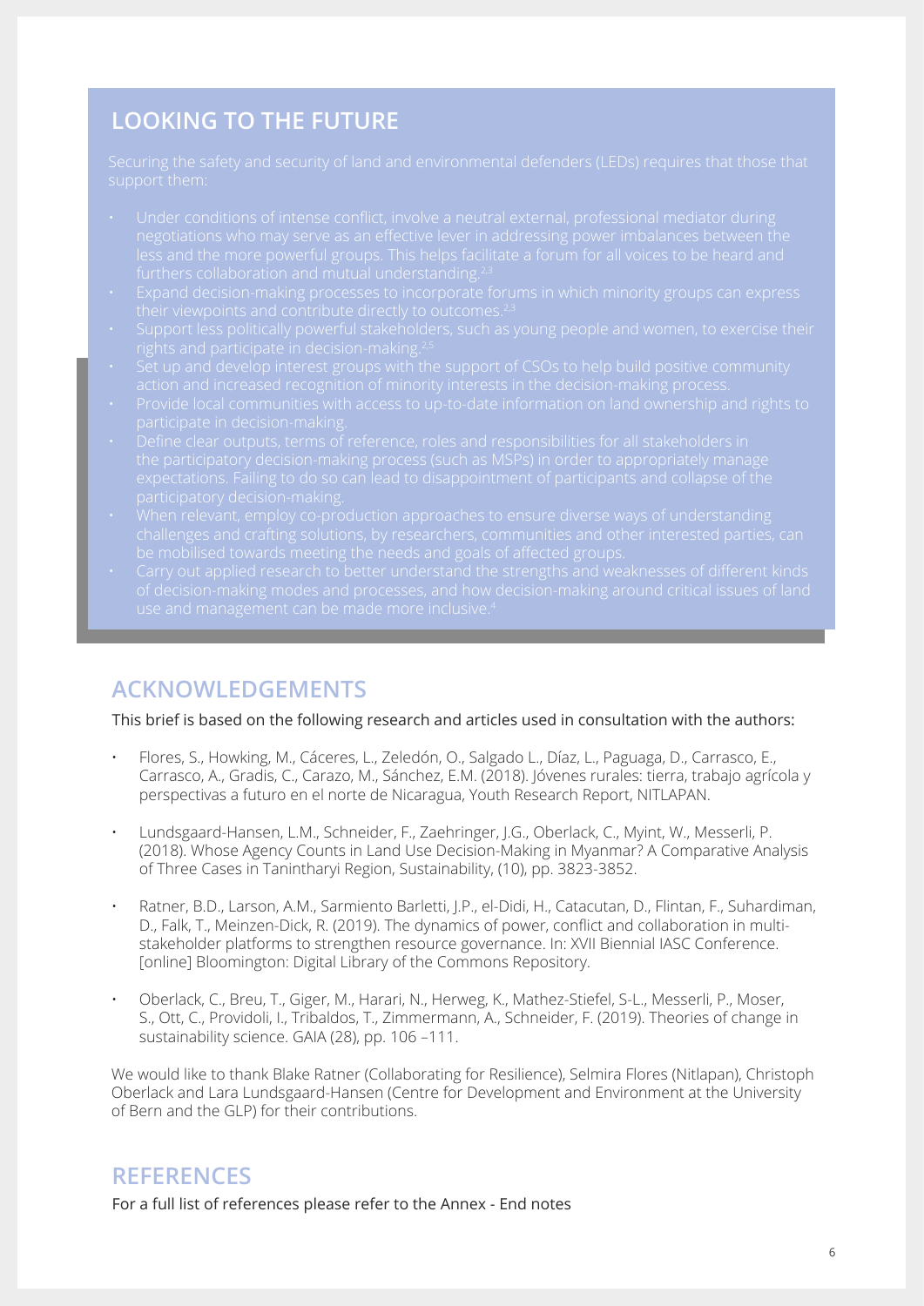## LOOKING TO THE FUTURE

Securing the safety and security of land and environmental defenders (LEDs) requires that those that support them:

- Under conditions of intense conflict, involve a neutral external, professional mediator during negotiations who may serve as an effective lever in addressing power imbalances between the less and the more powerful groups. This helps facilitate a forum for all voices to be heard and furthers collaboration and mutual understanding.[2,3]
- Expand decision-making processes to incorporate forums in which minority groups can express their viewpoints and contribute directly to outcomes.[2,3]
- Support less politically powerful stakeholders, such as young people and women, to exercise their rights and participate in decision-making.[2,5]
- Set up and develop interest groups with the support of CSOs to help build positive community action and increased recognition of minority interests in the decision-making process.
- Provide local communities with access to up-to-date information on land ownership and rights to participate in decision-making.
- Define clear outputs, terms of reference, roles and responsibilities for all stakeholders in the participatory decision-making process (such as MSPs) in order to appropriately manage expectations. Failing to do so can lead to disappointment of participants and collapse of the participatory decision-making.
- When relevant, employ co-production approaches to ensure diverse ways of understanding challenges and crafting solutions, by researchers, communities and other interested parties, can be mobilised towards meeting the needs and goals of affected groups.
- Carry out applied research to better understand the strengths and weaknesses of different kinds of decision-making modes and processes, and how decision-making around critical issues of land use and management can be made more inclusive.[4]

## ACKNOWLEDGEMENTS

This brief is based on the following research and articles used in consultation with the authors:

- Flores, S., Howking, M., Cáceres, L., Zeledón, O., Salgado L., Díaz, L., Paguaga, D., Carrasco, E., Carrasco, A., Gradis, C., Carazo, M., Sánchez, E.M. (2018). Jóvenes rurales: tierra, trabajo agrícola y perspectivas a futuro en el norte de Nicaragua, Youth Research Report, NITLAPAN.
- Lundsgaard-Hansen, L.M., Schneider, F., Zaehringer, J.G., Oberlack, C., Myint, W., Messerli, P. (2018). Whose Agency Counts in Land Use Decision-Making in Myanmar? A Comparative Analysis of Three Cases in Tanintharyi Region, Sustainability, (10), pp. 3823-3852.
- Ratner, B.D., Larson, A.M., Sarmiento Barletti, J.P., el-Didi, H., Catacutan, D., Flintan, F., Suhardiman, D., Falk, T., Meinzen-Dick, R. (2019). The dynamics of power, conflict and collaboration in multi-stakeholder platforms to strengthen resource governance. In: XVII Biennial IASC Conference. [online] Bloomington: Digital Library of the Commons Repository.
- Oberlack, C., Breu, T., Giger, M., Harari, N., Herweg, K., Mathez-Stiefel, S-L., Messerli, P., Moser, S., Ott, C., Providoli, I., Tribaldos, T., Zimmermann, A., Schneider, F. (2019). Theories of change in sustainability science. GAIA (28), pp. 106 –111.

We would like to thank Blake Ratner (Collaborating for Resilience), Selmira Flores (Nitlapan), Christoph Oberlack and Lara Lundsgaard-Hansen (Centre for Development and Environment at the University of Bern and the GLP) for their contributions.

## REFERENCES

For a full list of references please refer to the Annex - End notes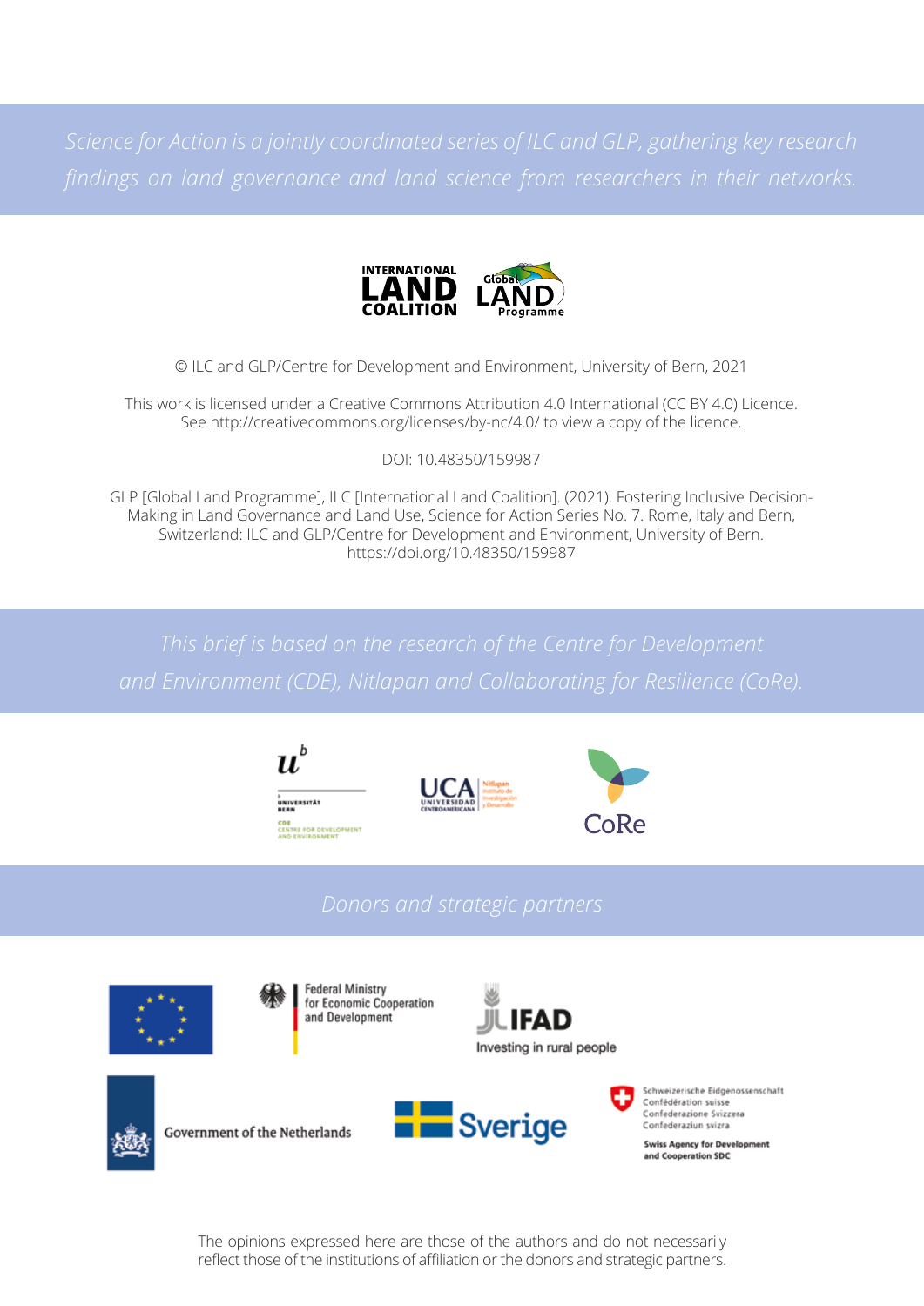*Science for Action is a jointly coordinated series of ILC and GLP, gathering key research findings on land governance and land science from researchers in their networks.*

© ILC and GLP/Centre for Development and Environment, University of Bern, 2021

This work is licensed under a Creative Commons Attribution 4.0 International (CC BY 4.0) Licence. See http://creativecommons.org/licenses/by-nc/4.0/ to view a copy of the licence.

DOI: 10.48350/159987

GLP [Global Land Programme], ILC [International Land Coalition]. (2021). Fostering Inclusive Decision-Making in Land Governance and Land Use, Science for Action Series No. 7. Rome, Italy and Bern, Switzerland: ILC and GLP/Centre for Development and Environment, University of Bern. https://doi.org/10.48350/159987

*This brief is based on the research of the Centre for Development and Environment (CDE), Nitlapan and Collaborating for Resilience (CoRe).*

*Donors and strategic partners*

The opinions expressed here are those of the authors and do not necessarily reflect those of the institutions of affiliation or the donors and strategic partners.